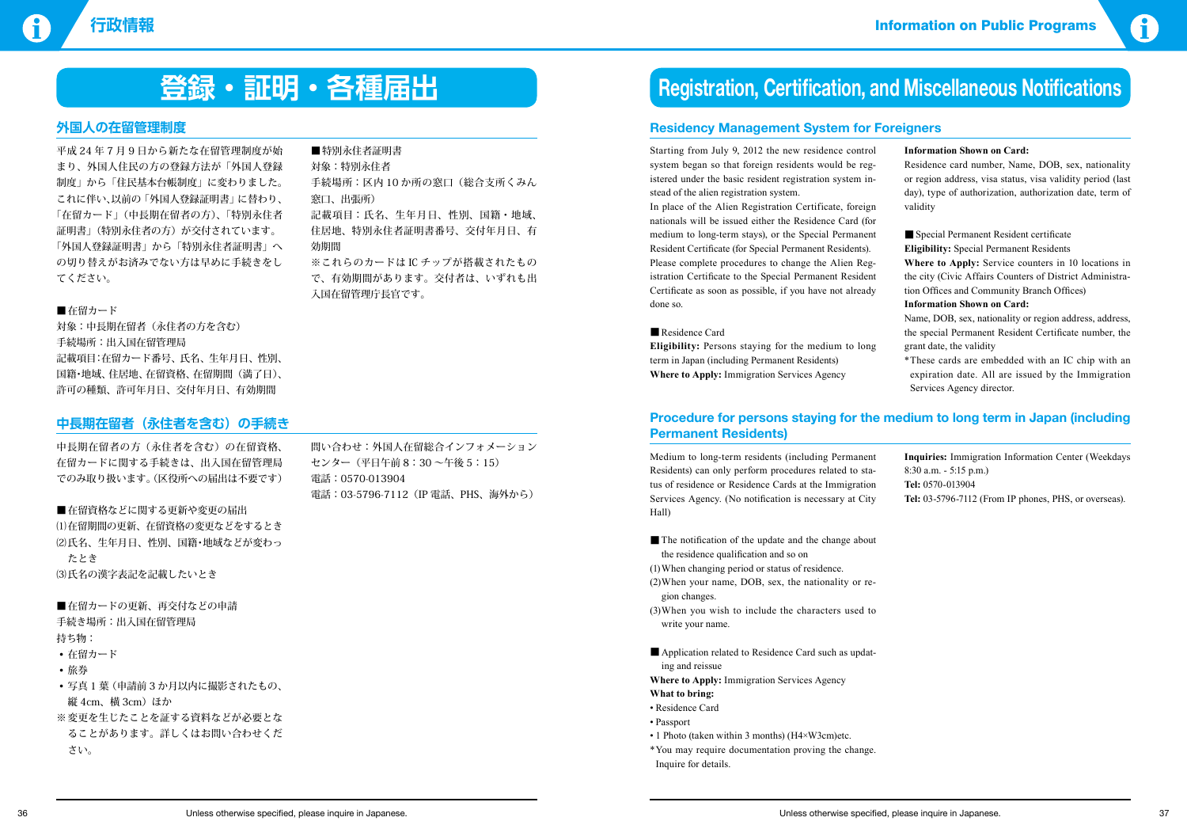# 登録・証明・各種届出

## 外国人の在留管理制度

平成 24 年 7 月 9 日から新たな在留管理制度が始まり、外国人住民の方の登録方法が「外国人登録制度」から「住民基本台帳制度」に変わりました。これに伴い、以前の「外国人登録証明書」に替わり、「在留カード」（中長期在留者の方）、「特別永住者証明書」（特別永住者の方）が交付されています。「外国人登録証明書」から「特別永住者証明書」への切り替えがお済みでない方は早めに手続きをしてください。

■在留カード
対象：中長期在留者（永住者の方を含む）
手続場所：出入国在留管理局
記載項目：在留カード番号、氏名、生年月日、性別、国籍・地域、住居地、在留資格、在留期間（満了日）、許可の種類、許可年月日、交付年月日、有効期間

■特別永住者証明書
対象：特別永住者
手続場所：区内 10 か所の窓口（総合支所くみん窓口、出張所）
記載項目：氏名、生年月日、性別、国籍・地域、住居地、特別永住者証明書番号、交付年月日、有効期間
※これらのカードは IC チップが搭載されたもので、有効期間があります。交付者は、いずれも出入国在留管理庁長官です。

## 中長期在留者（永住者を含む）の手続き

中長期在留者の方（永住者を含む）の在留資格、在留カードに関する手続きは、出入国在留管理局でのみ取り扱います。（区役所への届出は不要です）

■在留資格などに関する更新や変更の届出
⑴在留期間の更新、在留資格の変更などをするとき
⑵氏名、生年月日、性別、国籍・地域などが変わったとき
⑶氏名の漢字表記を記載したいとき

■在留カードの更新、再交付などの申請
手続き場所：出入国在留管理局
持ち物：
- 在留カード
- 旅券
- 写真 1 葉（申請前 3 か月以内に撮影されたもの、縦 4cm、横 3cm）ほか

※変更を生じたことを証する資料などが必要となることがあります。詳しくはお問い合わせください。

問い合わせ：外国人在留総合インフォメーションセンター（平日午前 8：30 〜午後 5：15）
電話：0570-013904
電話：03-5796-7112（IP 電話、PHS、海外から）

# Registration, Certification, and Miscellaneous Notifications

## Residency Management System for Foreigners

Starting from July 9, 2012 the new residence control system began so that foreign residents would be registered under the basic resident registration system instead of the alien registration system.
In place of the Alien Registration Certificate, foreign nationals will be issued either the Residence Card (for medium to long-term stays), or the Special Permanent Resident Certificate (for Special Permanent Residents).
Please complete procedures to change the Alien Registration Certificate to the Special Permanent Resident Certificate as soon as possible, if you have not already done so.

■Residence Card
**Eligibility:** Persons staying for the medium to long term in Japan (including Permanent Residents)
**Where to Apply:** Immigration Services Agency
**Information Shown on Card:**
Residence card number, Name, DOB, sex, nationality or region address, visa status, visa validity period (last day), type of authorization, authorization date, term of validity

■Special Permanent Resident certificate
**Eligibility:** Special Permanent Residents
**Where to Apply:** Service counters in 10 locations in the city (Civic Affairs Counters of District Administration Offices and Community Branch Offices)
**Information Shown on Card:**
Name, DOB, sex, nationality or region address, address, the special Permanent Resident Certificate number, the grant date, the validity
*These cards are embedded with an IC chip with an expiration date. All are issued by the Immigration Services Agency director.

## Procedure for persons staying for the medium to long term in Japan (including Permanent Residents)

Medium to long-term residents (including Permanent Residents) can only perform procedures related to status of residence or Residence Cards at the Immigration Services Agency. (No notification is necessary at City Hall)

■The notification of the update and the change about the residence qualification and so on
(1)When changing period or status of residence.
(2)When your name, DOB, sex, the nationality or region changes.
(3)When you wish to include the characters used to write your name.

■Application related to Residence Card such as updating and reissue
**Where to Apply:** Immigration Services Agency
**What to bring:**
- Residence Card
- Passport
- 1 Photo (taken within 3 months) (H4×W3cm)etc.

*You may require documentation proving the change. Inquire for details.

**Inquiries:** Immigration Information Center (Weekdays 8:30 a.m. - 5:15 p.m.)
**Tel:** 0570-013904
**Tel:** 03-5796-7112 (From IP phones, PHS, or overseas).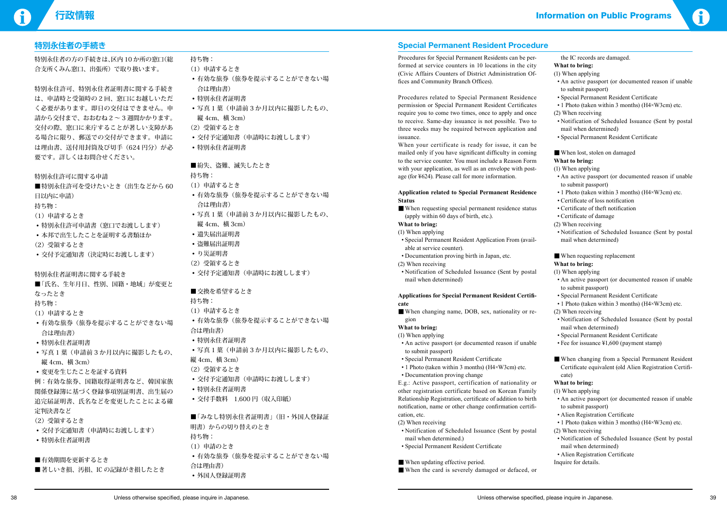## 特別永住者の手続き

特別永住者の方の手続きは、区内10か所の窓口（総合支所くみん窓口、出張所）で取り扱います。

特別永住許可、特別永住者証明書に関する手続きは、申請時と受領時の２回、窓口にお越しいただく必要があります。即日の交付はできません。申請から交付まで、おおむね２～３週間かかります。交付の際、窓口に来庁することが著しい支障がある場合に限り、郵送での交付ができます。申請には理由書、送付用封筒及び切手（624円分）が必要です。詳しくはお問合せください。

特別永住許可に関する申請

■特別永住許可を受けたいとき（出生などから60日以内に申請）

持ち物：

（1）申請するとき

- 特別永住許可申請書（窓口でお渡しします）
- 本邦で出生したことを証明する書類ほか

（2）受領するとき

- 交付予定通知書（決定時にお渡しします）

特別永住者証明書に関する手続き

■「氏名、生年月日、性別、国籍・地域」が変更となったとき

持ち物：

（1）申請するとき

- 有効な旅券（旅券を提示することができない場合は理由書）
- 特別永住者証明書
- 写真１葉（申請前３か月以内に撮影したもの、縦4cm、横3cm）
- 変更を生じたことを証する資料

例：有効な旅券、国籍取得証明書など、韓国家族関係登録簿に基づく登録事項別証明書、出生届の追完届証明書、氏名などを変更したことによる確定判決書など

（2）受領するとき

- 交付予定通知書（申請時にお渡しします）
- 特別永住者証明書

■有効期間を更新するとき

■著しいき損、汚損、ICの記録がき損したとき

持ち物：

（1）申請するとき

- 有効な旅券（旅券を提示することができない場合は理由書）
- 特別永住者証明書
- 写真１葉（申請前３か月以内に撮影したもの、縦4cm、横3cm）

（2）受領するとき

- 交付予定通知書（申請時にお渡しします）
- 特別永住者証明書

■紛失、盗難、滅失したとき

持ち物：

（1）申請するとき

- 有効な旅券（旅券を提示することができない場合は理由書）
- 写真１葉（申請前３か月以内に撮影したもの、縦4cm、横3cm）
- 遺失届出証明書
- 盗難届出証明書
- り災証明書

（2）受領するとき

- 交付予定通知書（申請時にお渡しします）

■交換を希望するとき

持ち物：

（1）申請するとき

- 有効な旅券（旅券を提示することができない場合は理由書）
- 特別永住者証明書
- 写真１葉（申請前３か月以内に撮影したもの、縦4cm、横3cm）

（2）受領するとき

- 交付予定通知書（申請時にお渡しします）
- 特別永住者証明書
- 交付手数料　1,600円（収入印紙）

■「みなし特別永住者証明書」（旧・外国人登録証明書）からの切り替えのとき

持ち物：

（1）申請のとき

- 有効な旅券（旅券を提示することができない場合は理由書）
- 外国人登録証明書

## Special Permanent Resident Procedure

Procedures for Special Permanent Residents can be performed at service counters in 10 locations in the city (Civic Affairs Counters of District Administration Offices and Community Branch Offices).

Procedures related to Special Permanent Residence permission or Special Permanent Resident Certificates require you to come two times, once to apply and once to receive. Same-day issuance is not possible. Two to three weeks may be required between application and issuance.

When your certificate is ready for issue, it can be mailed only if you have significant difficulty in coming to the service counter. You must include a Reason Form with your application, as well as an envelope with postage (for ¥624). Please call for more information.

**Application related to Special Permanent Residence Status**

■ When requesting special permanent residence status (apply within 60 days of birth, etc.).

**What to bring:**

(1) When applying

- Special Permanent Resident Application From (available at service counter).
- Documentation proving birth in Japan, etc.

(2) When receiving

- Notification of Scheduled Issuance (Sent by postal mail when determined)

**Applications for Special Permanent Resident Certificate**

■ When changing name, DOB, sex, nationality or region

**What to bring:**

(1) When applying

- An active passport (or documented reason if unable to submit passport)
- Special Permanent Resident Certificate
- 1 Photo (taken within 3 months) (H4×W3cm) etc.
- Documentation proving change

E.g.: Active passport, certification of nationality or other registration certificate based on Korean Family Relationship Registration, certificate of addition to birth notification, name or other change confirmation certification, etc.

(2) When receiving

- Notification of Scheduled Issuance (Sent by postal mail when determined.)
- Special Permanent Resident Certificate

■ When updating effective period.

■ When the card is severely damaged or defaced, or the IC records are damaged.

**What to bring:**

(1) When applying

- An active passport (or documented reason if unable to submit passport)
- Special Permanent Resident Certificate
- 1 Photo (taken within 3 months) (H4×W3cm) etc.

(2) When receiving

- Notification of Scheduled Issuance (Sent by postal mail when determined)
- Special Permanent Resident Certificate

■ When lost, stolen on damaged

**What to bring:**

(1) When applying

- An active passport (or documented reason if unable to submit passport)
- 1 Photo (taken within 3 months) (H4×W3cm) etc.
- Certificate of loss notification
- Certificate of theft notification
- Certificate of damage

(2) When receiving

- Notification of Scheduled Issuance (Sent by postal mail when determined)

■ When requesting replacement

**What to bring:**

(1) When applying

- An active passport (or documented reason if unable to submit passport)
- Special Permanent Resident Certificate
- 1 Photo (taken within 3 months) (H4×W3cm) etc.

(2) When receiving

- Notification of Scheduled Issuance (Sent by postal mail when determined)
- Special Permanent Resident Certificate
- Fee for issuance ¥1,600 (payment stamp)

■ When changing from a Special Permanent Resident Certificate equivalent (old Alien Registration Certificate)

**What to bring:**

(1) When applying

- An active passport (or documented reason if unable to submit passport)
- Alien Registration Certificate
- 1 Photo (taken within 3 months) (H4×W3cm) etc.

(2) When receiving

- Notification of Scheduled Issuance (Sent by postal mail when determined)
- Alien Registration Certificate

Inquire for details.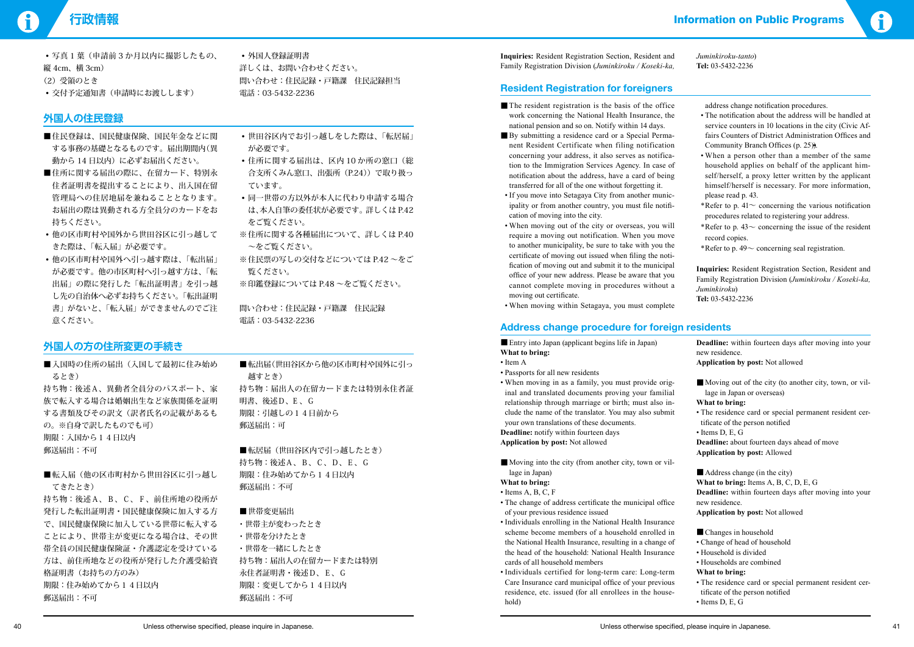・写真１葉（申請前３か月以内に撮影したもの、縦 4cm、横 3cm）

（2）受領のとき

・交付予定通知書（申請時にお渡しします）

・外国人登録証明書

詳しくは、お問い合わせください。

問い合わせ：住民記録・戸籍課　住民記録担当

電話：03-5432-2236

## 外国人の住民登録

■住民登録は、国民健康保険、国民年金などに関する事務の基礎となるものです。届出期間内（異動から 14 日以内）に必ずお届けください。

■住所に関する届出の際に、在留カード、特別永住者証明書を提出することにより、出入国在留管理局への住居地届を兼ねることとなります。お届出の際は異動される方全員分のカードをお持ちください。

・他の区市町村や国外から世田谷区に引っ越してきた際は、「転入届」が必要です。

・他の区市町村や国外へ引っ越す際は、「転出届」が必要です。他の市区町村へ引っ越す方は、「転出届」の際に発行した「転出証明書」を引っ越し先の自治体へ必ずお持ちください。「転出証明書」がないと、「転入届」ができませんのでご注意ください。

・世田谷区内でお引っ越しをした際は、「転居届」が必要です。

・住所に関する届出は、区内 10 か所の窓口（総合支所くみん窓口、出張所（P.24））で取り扱っています。

・同一世帯の方以外が本人に代わり申請する場合は、本人自筆の委任状が必要です。詳しくは P.42 をご覧ください。

※住所に関する各種届出について、詳しくは P.40 ～をご覧ください。

※住民票の写しの交付などについては P.42 ～をご覧ください。

※印鑑登録については P.48 ～をご覧ください。

問い合わせ：住民記録・戸籍課　住民記録

電話：03-5432-2236

## 外国人の方の住所変更の手続き

■入国時の住所の届出（入国して最初に住み始めるとき）

持ち物：後述Ａ、異動者全員分のパスポート、家族で転入する場合は婚姻出生など家族関係を証明する書類及びその訳文（訳者氏名の記載があるもの。※自身で訳したものでも可）

期限：入国から１４日以内

郵送届出：不可

■転入届（他の区市町村から世田谷区に引っ越してきたとき）

持ち物：後述Ａ、Ｂ、Ｃ、Ｆ、前住所地の役所が発行した転出証明書・国民健康保険に加入する方で、国民健康保険に加入している世帯に転入することにより、世帯主が変更になる場合は、その世帯全員の国民健康保険証・介護認定を受けている方は、前住所地などの役所が発行した介護受給資格証明書（お持ちの方のみ）

期限：住み始めてから１４日以内

郵送届出：不可

■転出届（世田谷区から他の区市町村や国外に引っ越すとき）

持ち物：届出人の在留カードまたは特別永住者証明書、後述Ｄ、Ｅ、Ｇ

期限：引越しの１４日前から

郵送届出：可

■転居届（世田谷区内で引っ越したとき）

持ち物：後述Ａ、Ｂ、Ｃ、Ｄ、Ｅ、Ｇ

期限：住み始めてから１４日以内

郵送届出：不可

■世帯変更届出

・世帯主が変わったとき

・世帯を分けたとき

・世帯を一緒にしたとき

持ち物：届出人の在留カードまたは特別永住者証明書・後述Ｄ、Ｅ、Ｇ

期限：変更してから１４日以内

郵送届出：不可

**Inquiries:** Resident Registration Section, Resident and Family Registration Division (*Juminkiroku / Koseki-ka, Juminkiroku-tanto*)

**Tel:** 03-5432-2236

## Resident Registration for foreigners

■The resident registration is the basis of the office work concerning the National Health Insurance, the national pension and so on. Notify within 14 days.

■By submitting a residence card or a Special Permanent Resident Certificate when filing notification concerning your address, it also serves as notification to the Immigration Services Agency. In case of notification about the address, have a card of being transferred for all of the one without forgetting it.

• If you move into Setagaya City from another municipality or from another country, you must file notification of moving into the city.

• When moving out of the city or overseas, you will require a moving out notification. When you move to another municipality, be sure to take with you the certificate of moving out issued when filing the notification of moving out and submit it to the municipal office of your new address. Please be aware that you cannot complete moving in procedures without a moving out certificate.

• When moving within Setagaya, you must complete address change notification procedures.

• The notification about the address will be handled at service counters in 10 locations in the city (Civic Affairs Counters of District Administration Offices and Community Branch Offices (p. 25)).

• When a person other than a member of the same household applies on behalf of the applicant himself/herself, a proxy letter written by the applicant himself/herself is necessary. For more information, please read p. 43.

*Refer to p. 41～ concerning the various notification procedures related to registering your address.

*Refer to p. 43～ concerning the issue of the resident record copies.

*Refer to p. 49～ concerning seal registration.

**Inquiries:** Resident Registration Section, Resident and Family Registration Division (*Juminkiroku / Koseki-ka, Juminkiroku*)

**Tel:** 03-5432-2236

## Address change procedure for foreign residents

■Entry into Japan (applicant begins life in Japan)

**What to bring:**

• Item A

• Passports for all new residents

• When moving in as a family, you must provide original and translated documents proving your familial relationship through marriage or birth; must also include the name of the translator. You may also submit your own translations of these documents.

**Deadline:** notify within fourteen days

**Application by post:** Not allowed

■Moving into the city (from another city, town or village in Japan)

**What to bring:**

• Items A, B, C, F

• The change of address certificate the municipal office of your previous residence issued

• Individuals enrolling in the National Health Insurance scheme become members of a household enrolled in the National Health Insurance, resulting in a change of the head of the household: National Health Insurance cards of all household members

• Individuals certified for long-term care: Long-term Care Insurance card municipal office of your previous residence, etc. issued (for all enrollees in the household)

**Deadline:** within fourteen days after moving into your new residence.

**Application by post:** Not allowed

■Moving out of the city (to another city, town, or village in Japan or overseas)

**What to bring:**

• The residence card or special permanent resident certificate of the person notified

• Items D, E, G

**Deadline:** about fourteen days ahead of move

**Application by post:** Allowed

■Address change (in the city)

**What to bring:** Items A, B, C, D, E, G

**Deadline:** within fourteen days after moving into your new residence.

**Application by post:** Not allowed

■Changes in household

• Change of head of household

• Household is divided

• Households are combined

**What to bring:**

• The residence card or special permanent resident certificate of the person notified

• Items D, E, G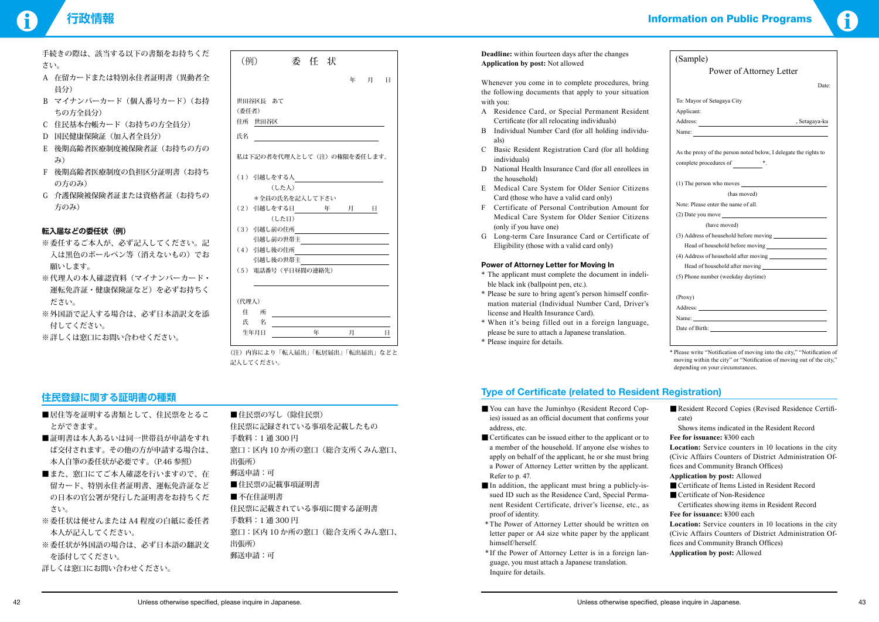# 行政情報

手続きの際は、該当する以下の書類をお持ちください。

A　在留カードまたは特別永住者証明書（異動者全員分）
B　マイナンバーカード（個人番号カード）（お持ちの方全員分）
C　住民基本台帳カード（お持ちの方全員分）
D　国民健康保険証（加入者全員分）
E　後期高齢者医療制度被保険者証（お持ちの方のみ）
F　後期高齢者医療制度の負担区分証明書（お持ちの方のみ）
G　介護保険被保険者証または資格者証（お持ちの方のみ）

### 転入届などの委任状（例）

※委任するご本人が、必ず記入してください。記入は黒色のボールペン等（消えないもの）でお願いします。
※代理人の本人確認資料（マイナンバーカード・運転免許証・健康保険証など）を必ずお持ちください。
※外国語で記入する場合は、必ず日本語訳文を添付してください。
※詳しくは窓口にお問い合わせください。

（例）　委 任 状

年　月　日

世田谷区長　あて
（委任者）
住所　世田谷区＿＿＿＿＿＿
氏名＿＿＿＿＿＿

私は下記の者を代理人として（注）の権限を委任します。

（1）引越しをする人＿＿＿＿＿＿
（した人）
＊全員の氏名を記入して下さい
（2）引越しをする日＿＿年＿＿月＿＿日
（した日）
（3）引越し前の住所＿＿＿＿＿＿
引越し前の世帯主＿＿＿＿＿＿
（4）引越し後の住所＿＿＿＿＿＿
引越し後の世帯主＿＿＿＿＿＿
（5）電話番号（平日昼間の連絡先）
＿＿＿＿＿＿

（代理人）
住　所＿＿＿＿＿＿
氏　名＿＿＿＿＿＿
生年月日＿＿年＿＿月＿＿日

（注）内容により「転入届出」「転居届出」「転出届出」などと記入してください。

## 住民登録に関する証明書の種類

■居住等を証明する書類として、住民票をとることができます。
■証明書は本人あるいは同一世帯員が申請をすれば交付されます。その他の方が申請する場合は、本人自筆の委任状が必要です。（P.46 参照）
■また、窓口にてご本人確認を行いますので、在留カード、特別永住者証明書、運転免許証などの日本の官公署が発行した証明書をお持ちください。
※委任状は便せんまたは A4 程度の白紙に委任者本人が記入してください。
※委任状が外国語の場合は、必ず日本語の翻訳文を添付してください。
詳しくは窓口にお問い合わせください。

■住民票の写し（除住民票）
住民票に記録されている事項を記載したもの
手数料：1 通 300 円
窓口：区内 10 か所の窓口（総合支所くみん窓口、出張所）
郵送申請：可

■住民票の記載事項証明書
■不在住証明書
住民票に記載されている事項に関する証明書
手数料：1 通 300 円
窓口：区内 10 か所の窓口（総合支所くみん窓口、出張所）
郵送申請：可

# Information on Public Programs

**Deadline:** within fourteen days after the changes
**Application by post:** Not allowed

Whenever you come in to complete procedures, bring the following documents that apply to your situation with you:

A　Residence Card, or Special Permanent Resident Certificate (for all relocating individuals)
B　Individual Number Card (for all holding individuals)
C　Basic Resident Registration Card (for all holding individuals)
D　National Health Insurance Card (for all enrollees in the household)
E　Medical Care System for Older Senior Citizens Card (those who have a valid card only)
F　Certificate of Personal Contribution Amount for Medical Care System for Older Senior Citizens (only if you have one)
G　Long-term Care Insurance Card or Certificate of Eligibility (those with a valid card only)

### Power of Attorney Letter for Moving In

* The applicant must complete the document in indelible black ink (ballpoint pen, etc.).
* Please be sure to bring agent's person himself confirmation material (Individual Number Card, Driver's license and Health Insurance Card).
* When it's being filled out in a foreign language, please be sure to attach a Japanese translation.
* Please inquire for details.

(Sample)
Power of Attorney Letter

Date:

To: Mayor of Setagaya City
Applicant:
Address: ＿＿＿＿＿＿, Setagaya-ku
Name: ＿＿＿＿＿＿

As the proxy of the person noted below, I delegate the rights to complete procedures of ＿＿＿＿*.

(1) The person who moves ＿＿＿＿＿＿
(has moved)
Note: Please enter the name of all.
(2) Date you move ＿＿＿＿＿＿
(have moved)
(3) Address of household before moving ＿＿＿＿＿＿
Head of household before moving ＿＿＿＿＿＿
(4) Address of household after moving ＿＿＿＿＿＿
Head of household after moving ＿＿＿＿＿＿
(5) Phone number (weekday daytime)

(Proxy)
Address: ＿＿＿＿＿＿
Name: ＿＿＿＿＿＿
Date of Birth: ＿＿＿＿＿＿

* Please write "Notification of moving into the city," "Notification of moving within the city" or "Notification of moving out of the city," depending on your circumstances.

## Type of Certificate (related to Resident Registration)

■You can have the Juminhyo (Resident Record Copies) issued as an official document that confirms your address, etc.
■Certificates can be issued either to the applicant or to a member of the household. If anyone else wishes to apply on behalf of the applicant, he or she must bring a Power of Attorney Letter written by the applicant. Refer to p. 47.
■In addition, the applicant must bring a publicly-issued ID such as the Residence Card, Special Permanent Resident Certificate, driver's license, etc., as proof of identity.
*The Power of Attorney Letter should be written on letter paper or A4 size white paper by the applicant himself/herself.
*If the Power of Attorney Letter is in a foreign language, you must attach a Japanese translation. Inquire for details.

■Resident Record Copies (Revised Residence Certificate)
Shows items indicated in the Resident Record
**Fee for issuance:** ¥300 each
**Location:** Service counters in 10 locations in the city (Civic Affairs Counters of District Administration Offices and Community Branch Offices)
**Application by post:** Allowed

■Certificate of Items Listed in Resident Record
■Certificate of Non-Residence
Certificates showing items in Resident Record
**Fee for issuance:** ¥300 each
**Location:** Service counters in 10 locations in the city (Civic Affairs Counters of District Administration Offices and Community Branch Offices)
**Application by post:** Allowed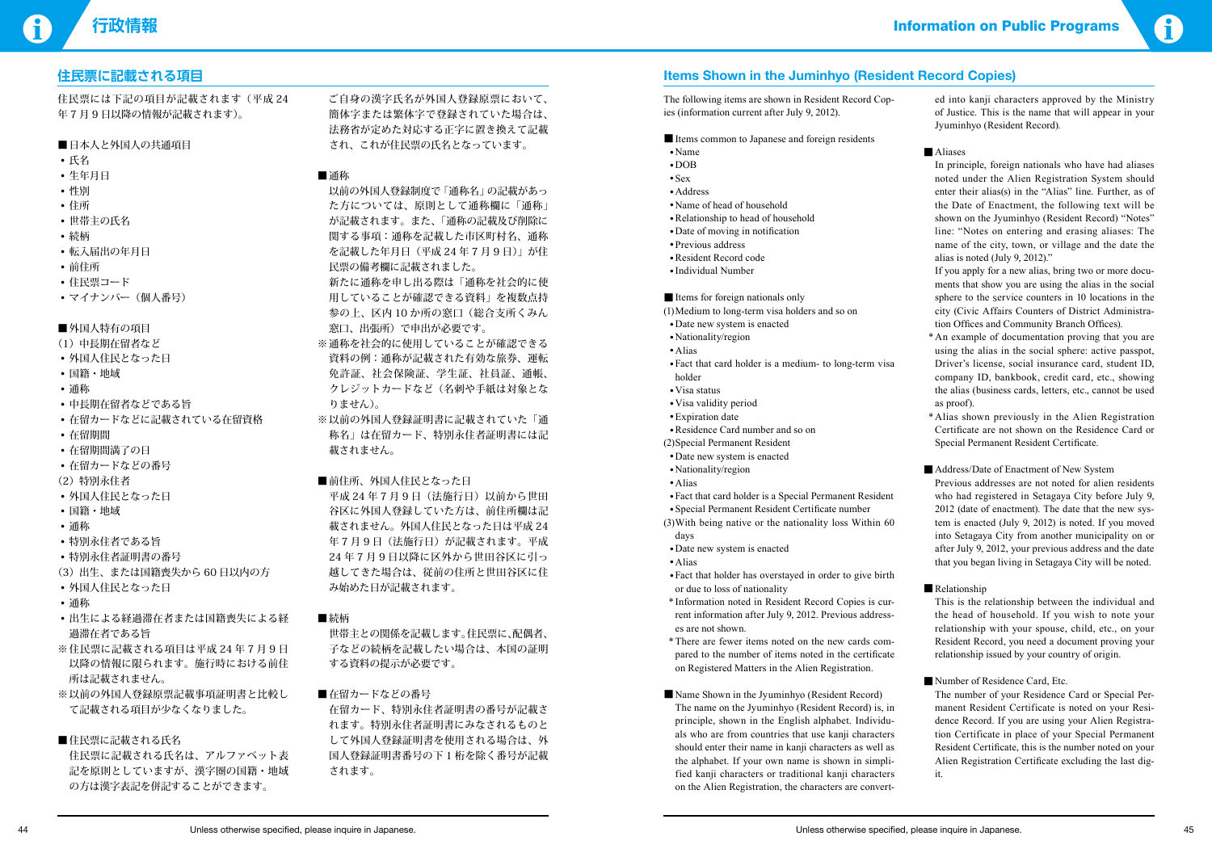## 住民票に記載される項目

住民票には下記の項目が記載されます（平成24年7月9日以降の情報が記載されます）。

■日本人と外国人の共通項目

- 氏名
- 生年月日
- 性別
- 住所
- 世帯主の氏名
- 続柄
- 転入届出の年月日
- 前住所
- 住民票コード
- マイナンバー（個人番号）

■外国人特有の項目

（1）中長期在留者など

- 外国人住民となった日
- 国籍・地域
- 通称
- 中長期在留者などである旨
- 在留カードなどに記載されている在留資格
- 在留期間
- 在留期間満了の日
- 在留カードなどの番号

（2）特別永住者

- 外国人住民となった日
- 国籍・地域
- 通称
- 特別永住者である旨
- 特別永住者証明書の番号

（3）出生、または国籍喪失から60日以内の方

- 外国人住民となった日
- 通称
- 出生による経過滞在者または国籍喪失による経過滞在者である旨

※住民票に記載される項目は平成24年7月9日以降の情報に限られます。施行時における前住所は記載されません。

※以前の外国人登録原票記載事項証明書と比較して記載される項目が少なくなりました。

■住民票に記載される氏名

住民票に記載される氏名は、アルファベット表記を原則としていますが、漢字圏の国籍・地域の方は漢字表記を併記することができます。

ご自身の漢字氏名が外国人登録原票において、簡体字または繁体字で登録されていた場合は、法務省が定めた対応する正字に置き換えて記載され、これが住民票の氏名となっています。

■通称

以前の外国人登録制度で「通称名」の記載があった方については、原則として通称欄に「通称」が記載されます。また、「通称の記載及び削除に関する事項：通称を記載した市区町村名、通称を記載した年月日（平成24年7月9日）」が住民票の備考欄に記載されました。

新たに通称を申し出る際は「通称を社会的に使用していることが確認できる資料」を複数点持参の上、区内10か所の窓口（総合支所くみん窓口、出張所）で申出が必要です。

※通称を社会的に使用していることが確認できる資料の例：通称が記載された有効な旅券、運転免許証、社会保険証、学生証、社員証、通帳、クレジットカードなど（名刺や手紙は対象となりません）。

※以前の外国人登録証明書に記載されていた「通称名」は在留カード、特別永住者証明書には記載されません。

■前住所、外国人住民となった日

平成24年7月9日（法施行日）以前から世田谷区に外国人登録していた方は、前住所欄は記載されません。外国人住民となった日は平成24年7月9日（法施行日）が記載されます。平成24年7月9日以降に区外から世田谷区に引っ越してきた場合は、従前の住所と世田谷区に住み始めた日が記載されます。

■続柄

世帯主との関係を記載します。住民票に、配偶者、子などの続柄を記載したい場合は、本国の証明する資料の提示が必要です。

■在留カードなどの番号

在留カード、特別永住者証明書の番号が記載されます。特別永住者証明書にみなされるものとして外国人登録証明書を使用される場合は、外国人登録証明書番号の下1桁を除く番号が記載されます。

## Items Shown in the Juminhyo (Resident Record Copies)

The following items are shown in Resident Record Copies (information current after July 9, 2012).

■ Items common to Japanese and foreign residents

- Name
- DOB
- Sex
- Address
- Name of head of household
- Relationship to head of household
- Date of moving in notification
- Previous address
- Resident Record code
- Individual Number

■ Items for foreign nationals only

(1)Medium to long-term visa holders and so on

- Date new system is enacted
- Nationality/region
- Alias
- Fact that card holder is a medium- to long-term visa holder
- Visa status
- Visa validity period
- Expiration date
- Residence Card number and so on

(2)Special Permanent Resident

- Date new system is enacted
- Nationality/region
- Alias
- Fact that card holder is a Special Permanent Resident
- Special Permanent Resident Certificate number

(3)With being native or the nationality loss Within 60 days

- Date new system is enacted
- Alias
- Fact that holder has overstayed in order to give birth or due to loss of nationality

* Information noted in Resident Record Copies is current information after July 9, 2012. Previous addresses are not shown.
* There are fewer items noted on the new cards compared to the number of items noted in the certificate on Registered Matters in the Alien Registration.

■ Name Shown in the Jyuminhyo (Resident Record)

The name on the Jyuminhyo (Resident Record) is, in principle, shown in the English alphabet. Individuals who are from countries that use kanji characters should enter their name in kanji characters as well as the alphabet. If your own name is shown in simplified kanji characters or traditional kanji characters on the Alien Registration, the characters are converted into kanji characters approved by the Ministry of Justice. This is the name that will appear in your Jyuminhyo (Resident Record).

■ Aliases

In principle, foreign nationals who have had aliases noted under the Alien Registration System should enter their alias(s) in the "Alias" line. Further, as of the Date of Enactment, the following text will be shown on the Jyuminhyo (Resident Record) "Notes" line: "Notes on entering and erasing aliases: The name of the city, town, or village and the date the alias is noted (July 9, 2012)."

If you apply for a new alias, bring two or more documents that show you are using the alias in the social sphere to the service counters in 10 locations in the city (Civic Affairs Counters of District Administration Offices and Community Branch Offices).

* An example of documentation proving that you are using the alias in the social sphere: active passport, Driver's license, social insurance card, student ID, company ID, bankbook, credit card, etc., showing the alias (business cards, letters, etc., cannot be used as proof).
* Alias shown previously in the Alien Registration Certificate are not shown on the Residence Card or Special Permanent Resident Certificate.

■ Address/Date of Enactment of New System

Previous addresses are not noted for alien residents who had registered in Setagaya City before July 9, 2012 (date of enactment). The date that the new system is enacted (July 9, 2012) is noted. If you moved into Setagaya City from another municipality on or after July 9, 2012, your previous address and the date that you began living in Setagaya City will be noted.

■ Relationship

This is the relationship between the individual and the head of household. If you wish to note your relationship with your spouse, child, etc., on your Resident Record, you need a document proving that relationship issued by your country of origin.

■ Number of Residence Card, Etc.

The number of your Residence Card or Special Permanent Resident Certificate is noted on your Residence Record. If you are using your Alien Registration Certificate in place of your Special Permanent Resident Certificate, this is the number noted on your Alien Registration Certificate excluding the last digit.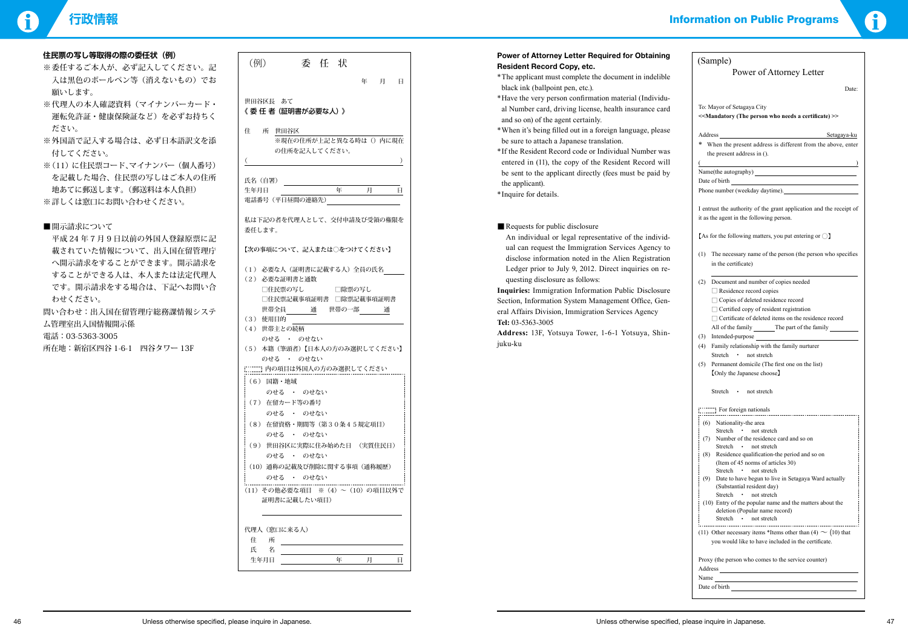## 住民票の写し等取得の際の委任状（例）

※委任するご本人が、必ず記入してください。記入は黒色のボールペン等（消えないもの）でお願いします。

※代理人の本人確認資料（マイナンバーカード・運転免許証・健康保険証など）を必ずお持ちください。

※外国語で記入する場合は、必ず日本語訳文を添付してください。

※（11）に住民票コード、マイナンバー（個人番号）を記載した場合、住民票の写しはご本人の住所地あてに郵送します。（郵送料は本人負担）

※詳しくは窓口にお問い合わせください。

■開示請求について

平成 24 年 7 月 9 日以前の外国人登録原票に記載されていた情報について、出入国在留管理庁へ開示請求をすることができます。開示請求をすることができる人は、本人または法定代理人です。開示請求をする場合は、下記へお問い合わせください。

問い合わせ：出入国在留管理庁総務課情報システム管理室出入国情報開示係

電話：03-5363-3005

所在地：新宿区四谷 1-6-1　四谷タワー 13F

（例）　委任状

年　月　日

世田谷区長　あて

《 委 任 者（証明書が必要な人）》

住　所　世田谷区

※現在の住所が上記と異なる時は（）内に現在の住所を記入してください。

（　　　　　　　　　　　）

氏名（自署）

生年月日　　年　月　日

電話番号（平日昼間の連絡先）

私は下記の者を代理人として、交付申請及び受領の権限を委任します。

【次の事項について、記入または○をつけてください】

（1）必要な人（証明書に記載する人）全員の氏名

（2）必要な証明書と通数

□住民票の写し　□除票の写し

□住民票記載事項証明書　□除票記載事項証明書

世帯全員＿＿通　世帯の一部＿＿通

（3）使用目的

（4）世帯主との続柄

のせる　・　のせない

（5）本籍（筆頭者）【日本人の方のみ選択してください】

のせる　・　のせない

内の項目は外国人の方のみ選択してください

（6）国籍・地域

のせる　・　のせない

（7）在留カード等の番号

のせる　・　のせない

（8）在留資格・期間等（第３０条４５規定項目）

のせる　・　のせない

（9）世田谷区に実際に住み始めた日（実質住民日）

のせる　・　のせない

（10）通称の記載及び削除に関する事項（通称履歴）

のせる　・　のせない

（11）その他必要な項目　※（4）～（10）の項目以外で証明書に記載したい項目）

代理人（窓口に来る人）

住　所

氏　名

生年月日　　年　月　日

## Power of Attorney Letter Required for Obtaining Resident Record Copy, etc.

*The applicant must complete the document in indelible black ink (ballpoint pen, etc.).

*Have the very person confirmation material (Individual Number card, driving license, health insurance card and so on) of the agent certainly.

*When it's being filled out in a foreign language, please be sure to attach a Japanese translation.

*If the Resident Record code or Individual Number was entered in (11), the copy of the Resident Record will be sent to the applicant directly (fees must be paid by the applicant).

*Inquire for details.

■ Requests for public disclosure

An individual or legal representative of the individual can request the Immigration Services Agency to disclose information noted in the Alien Registration Ledger prior to July 9, 2012. Direct inquiries on requesting disclosure as follows:

**Inquiries:** Immigration Information Public Disclosure Section, Information System Management Office, General Affairs Division, Immigration Services Agency

**Tel:** 03-5363-3005

**Address:** 13F, Yotsuya Tower, 1-6-1 Yotsuya, Shinjuku-ku

(Sample)

Power of Attorney Letter

Date:

To: Mayor of Setagaya City

<<Mandatory (The person who needs a certificate) >>

Address　Setagaya-ku

* When the present address is different from the above, enter the present address in ().

(　　　　　　　　　　　)

Name(the autography)

Date of birth

Phone number (weekday daytime)

I entrust the authority of the grant application and the receipt of it as the agent in the following person.

【As for the following matters, you put entering or ◯】

(1) The necessary name of the person (the person who specifies in the certificate)

(2) Document and number of copies needed

□ Residence record copies

□ Copies of deleted residence record

□ Certified copy of resident registration

□ Certificate of deleted items on the residence record

All of the family＿＿ The part of the family＿＿

(3) Intended-purpose

(4) Family relationship with the family nurturer

Stretch　・　not stretch

(5) Permanent domicile (The first one on the list)

【Only the Japanese choose】

Stretch　・　not stretch

For foreign nationals

(6) Nationality-the area

Stretch　・　not stretch

(7) Number of the residence card and so on

Stretch　・　not stretch

(8) Residence qualification-the period and so on (Item of 45 norms of articles 30)

Stretch　・　not stretch

(9) Date to have begun to live in Setagaya Ward actually (Substantial resident day)

Stretch　・　not stretch

(10) Entry of the popular name and the matters about the deletion (Popular name record)

Stretch　・　not stretch

(11) Other necessary items *Items other than (4) ～ (10) that you would like to have included in the certificate.

Proxy (the person who comes to the service counter)

Address

Name

Date of birth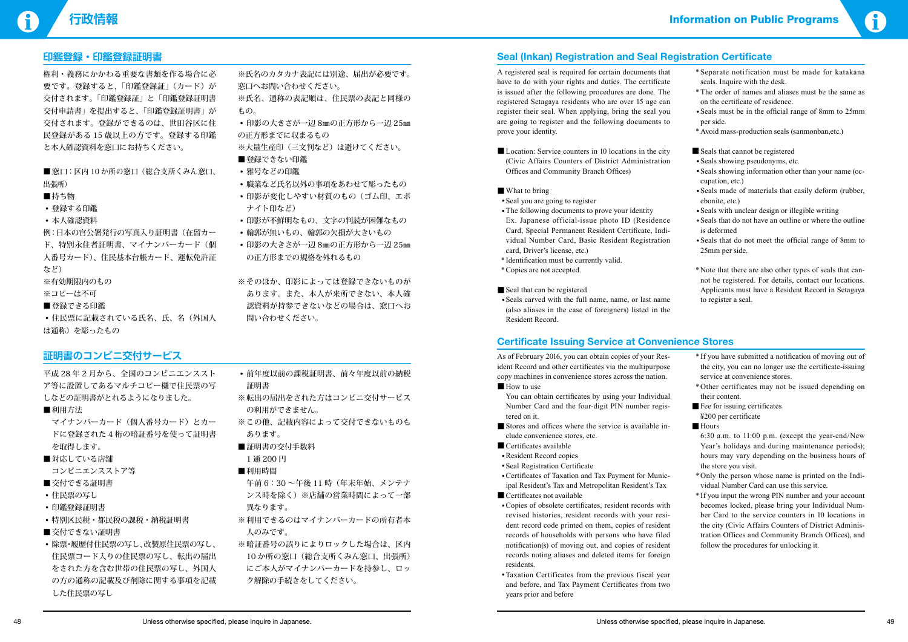# 行政情報

## 印鑑登録・印鑑登録証明書

権利・義務にかかわる重要な書類を作る場合に必要です。登録すると、「印鑑登録証」（カード）が交付されます。「印鑑登録証」と「印鑑登録証明書交付申請書」を提出すると、「印鑑登録証明書」が交付されます。登録ができるのは、世田谷区に住民登録がある15歳以上の方です。登録する印鑑と本人確認資料を窓口にお持ちください。

■窓口：区内10か所の窓口（総合支所くみん窓口、出張所）

■持ち物

- 登録する印鑑
- 本人確認資料

例：日本の官公署発行の写真入り証明書（在留カード、特別永住者証明書、マイナンバーカード（個人番号カード）、住民基本台帳カード、運転免許証など）

※有効期限内のもの

※コピーは不可

■登録できる印鑑

- 住民票に記載されている氏名、氏、名（外国人は通称）を彫ったもの

※氏名のカタカナ表記には別途、届出が必要です。窓口へお問い合わせください。

※氏名、通称の表記順は、住民票の表記と同様のもの。

- 印影の大きさが一辺8㎜の正方形から一辺25㎜の正方形までに収まるもの

※大量生産印（三文判など）は避けてください。

■登録できない印鑑

- 雅号などの印鑑
- 職業など氏名以外の事項をあわせて彫ったもの
- 印影が変化しやすい材質のもの（ゴム印、エボナイト印など）
- 印影が不鮮明なもの、文字の判読が困難なもの
- 輪郭が無いもの、輪郭の欠損が大きいもの
- 印影の大きさが一辺8㎜の正方形から一辺25㎜の正方形までの規格を外れるもの

※そのほか、印影によっては登録できないものがあります。また、本人が来所できない、本人確認資料が持参できないなどの場合は、窓口へお問い合わせください。

## 証明書のコンビニ交付サービス

平成28年2月から、全国のコンビニエンスストア等に設置してあるマルチコピー機で住民票の写しなどの証明書がとれるようになりました。

■利用方法

マイナンバーカード（個人番号カード）とカードに登録された4桁の暗証番号を使って証明書を取得します。

■対応している店舗

コンビニエンスストア等

■交付できる証明書

- 住民票の写し
- 印鑑登録証明書
- 特別区民税・都民税の課税・納税証明書

■交付できない証明書

- 除票・履歴付住民票の写し、改製原住民票の写し、住民票コード入りの住民票の写し、転出の届出をされた方を含む世帯の住民票の写し、外国人の方の通称の記載及び削除に関する事項を記載した住民票の写し
- 前年度以前の課税証明書、前々年度以前の納税証明書

※転出の届出をされた方はコンビニ交付サービスの利用ができません。

※この他、記載内容によって交付できないものもあります。

■証明書の交付手数料

1通200円

■利用時間

午前6：30～午後11時（年末年始、メンテナンス時を除く）※店舗の営業時間によって一部異なります。

※利用できるのはマイナンバーカードの所有者本人のみです。

※暗証番号の誤りによりロックした場合は、区内10か所の窓口（総合支所くみん窓口、出張所）にご本人がマイナンバーカードを持参し、ロック解除の手続きをしてください。

Unless otherwise specified, please inquire in Japanese.

# Information on Public Programs

## Seal (Inkan) Registration and Seal Registration Certificate

A registered seal is required for certain documents that have to do with your rights and duties. The certificate is issued after the following procedures are done. The registered Setagaya residents who are over 15 age can register their seal. When applying, bring the seal you are going to register and the following documents to prove your identity.

■ Location: Service counters in 10 locations in the city (Civic Affairs Counters of District Administration Offices and Community Branch Offices)

■ What to bring

- Seal you are going to register
- The following documents to prove your identity

Ex. Japanese official-issue photo ID (Residence Card, Special Permanent Resident Certificate, Individual Number Card, Basic Resident Registration card, Driver's license, etc.)

* Identification must be currently valid.
* Copies are not accepted.

■ Seal that can be registered

- Seals carved with the full name, name, or last name (also aliases in the case of foreigners) listed in the Resident Record.

* Separate notification must be made for katakana seals. Inquire with the desk.
* The order of names and aliases must be the same as on the certificate of residence.

- Seals must be in the official range of 8mm to 25mm per side.

* Avoid mass-production seals (sanmonban,etc.)

■ Seals that cannot be registered

- Seals showing pseudonyms, etc.
- Seals showing information other than your name (occupation, etc.)
- Seals made of materials that easily deform (rubber, ebonite, etc.)
- Seals with unclear designs or illegible writing
- Seals that do not have an outline or where the outline is deformed
- Seals that do not meet the official range of 8mm to 25mm per side.

* Note that there are also other types of seals that cannot be registered. For details, contact our locations. Applicants must have a Resident Record in Setagaya to register a seal.

## Certificate Issuing Service at Convenience Stores

As of February 2016, you can obtain copies of your Resident Record and other certificates via the multipurpose copy machines in convenience stores across the nation.

■ How to use

You can obtain certificates by using your Individual Number Card and the four-digit PIN number registered on it.

■ Stores and offices where the service is available include convenience stores, etc.

■ Certificates available

- Resident Record copies
- Seal Registration Certificate
- Certificates of Taxation and Tax Payment for Municipal Resident's Tax and Metropolitan Resident's Tax

■ Certificates not available

- Copies of obsolete certificates, resident records with revised histories, resident records with your resident record code printed on them, copies of resident records of households with persons who have filed notification(s) of moving out, and copies of resident records noting aliases and deleted items for foreign residents.
- Taxation Certificates from the previous fiscal year and before, and Tax Payment Certificates from two years prior and before

* If you have submitted a notification of moving out of the city, you can no longer use the certificate-issuing service at convenience stores.
* Other certificates may not be issued depending on their content.

■ Fee for issuing certificates

¥200 per certificate

■ Hours

6:30 a.m. to 11:00 p.m. (except the year-end/New Year's holidays and during maintenance periods); hours may vary depending on the business hours of the store you visit.

* Only the person whose name is printed on the Individual Number Card can use this service.
* If you input the wrong PIN number and your account becomes locked, please bring your Individual Number Card to the service counters in 10 locations in the city (Civic Affairs Counters of District Administration Offices and Community Branch Offices), and follow the procedures for unlocking it.

Unless otherwise specified, please inquire in Japanese.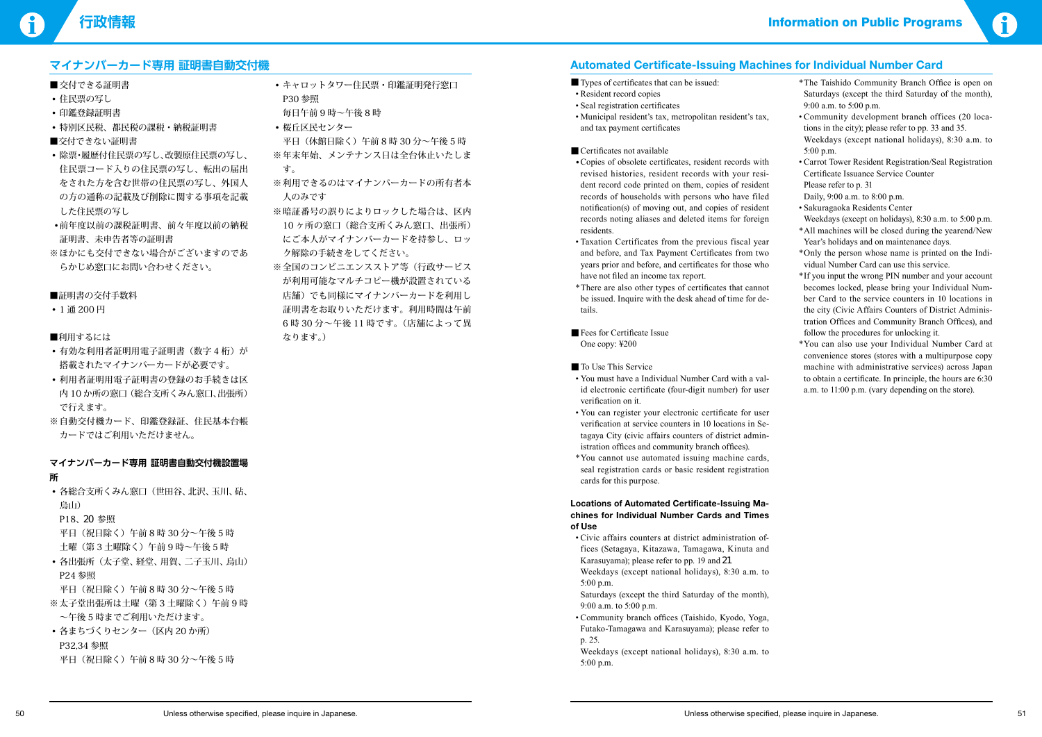## マイナンバーカード専用 証明書自動交付機

■交付できる証明書
- 住民票の写し
- 印鑑登録証明書
- 特別区民税、都民税の課税・納税証明書

■交付できない証明書
- 除票・履歴付住民票の写し、改製原住民票の写し、住民票コード入りの住民票の写し、転出の届出をされた方を含む世帯の住民票の写し、外国人の方の通称の記載及び削除に関する事項を記載した住民票の写し
- 前年度以前の課税証明書、前々年度以前の納税証明書、未申告者等の証明書

※ほかにも交付できない場合がございますのであらかじめ窓口にお問い合わせください。

■証明書の交付手数料
- 1通200円

■利用するには
- 有効な利用者証明用電子証明書（数字4桁）が搭載されたマイナンバーカードが必要です。
- 利用者証明用電子証明書の登録のお手続きは区内10か所の窓口（総合支所くみん窓口、出張所）で行えます。

※自動交付機カード、印鑑登録証、住民基本台帳カードではご利用いただけません。

### マイナンバーカード専用 証明書自動交付機設置場所

- 各総合支所くみん窓口（世田谷、北沢、玉川、砧、烏山）
  P18、20 参照
  平日（祝日除く）午前8時30分～午後5時
  土曜（第3土曜除く）午前9時～午後5時
- 各出張所（太子堂、経堂、用賀、二子玉川、烏山）
  P24 参照
  平日（祝日除く）午前8時30分～午後5時

※太子堂出張所は土曜（第3土曜除く）午前9時～午後5時までご利用いただけます。

- 各まちづくりセンター（区内20か所）
  P32,34 参照
  平日（祝日除く）午前8時30分～午後5時
- キャロットタワー住民票・印鑑証明発行窓口
  P30 参照
  毎日午前9時～午後8時
- 桜丘区民センター
  平日（休館日除く）午前8時30分～午後5時

※年末年始、メンテナンス日は全台休止いたします。

※利用できるのはマイナンバーカードの所有者本人のみです

※暗証番号の誤りによりロックした場合は、区内10ヶ所の窓口（総合支所くみん窓口、出張所）にご本人がマイナンバーカードを持参し、ロック解除の手続きをしてください。

※全国のコンビニエンスストア等（行政サービスが利用可能なマルチコピー機が設置されている店舗）でも同様にマイナンバーカードを利用し証明書をお取りいただけます。利用時間は午前6時30分～午後11時です。（店舗によって異なります。）

## Automated Certificate-Issuing Machines for Individual Number Card

■ Types of certificates that can be issued:
- Resident record copies
- Seal registration certificates
- Municipal resident's tax, metropolitan resident's tax, and tax payment certificates

■ Certificates not available
- Copies of obsolete certificates, resident records with revised histories, resident records with your resident record code printed on them, copies of resident records of households with persons who have filed notification(s) of moving out, and copies of resident records noting aliases and deleted items for foreign residents.
- Taxation Certificates from the previous fiscal year and before, and Tax Payment Certificates from two years prior and before, and certificates for those who have not filed an income tax report.

*There are also other types of certificates that cannot be issued. Inquire with the desk ahead of time for details.

■ Fees for Certificate Issue
One copy: ¥200

■ To Use This Service
- You must have a Individual Number Card with a valid electronic certificate (four-digit number) for user verification on it.
- You can register your electronic certificate for user verification at service counters in 10 locations in Setagaya City (civic affairs counters of district administration offices and community branch offices).

*You cannot use automated issuing machine cards, seal registration cards or basic resident registration cards for this purpose.

### Locations of Automated Certificate-Issuing Machines for Individual Number Cards and Times of Use

- Civic affairs counters at district administration offices (Setagaya, Kitazawa, Tamagawa, Kinuta and Karasuyama); please refer to pp. 19 and 21
  Weekdays (except national holidays), 8:30 a.m. to 5:00 p.m.
  Saturdays (except the third Saturday of the month), 9:00 a.m. to 5:00 p.m.
- Community branch offices (Taishido, Kyodo, Yoga, Futako-Tamagawa and Karasuyama); please refer to p. 25.
  Weekdays (except national holidays), 8:30 a.m. to 5:00 p.m.

*The Taishido Community Branch Office is open on Saturdays (except the third Saturday of the month), 9:00 a.m. to 5:00 p.m.

- Community development branch offices (20 locations in the city); please refer to pp. 33 and 35.
  Weekdays (except national holidays), 8:30 a.m. to 5:00 p.m.
- Carrot Tower Resident Registration/Seal Registration Certificate Issuance Service Counter
  Please refer to p. 31
  Daily, 9:00 a.m. to 8:00 p.m.
- Sakuragaoka Residents Center
  Weekdays (except on holidays), 8:30 a.m. to 5:00 p.m.

*All machines will be closed during the yearend/New Year's holidays and on maintenance days.

*Only the person whose name is printed on the Individual Number Card can use this service.

*If you input the wrong PIN number and your account becomes locked, please bring your Individual Number Card to the service counters in 10 locations in the city (Civic Affairs Counters of District Administration Offices and Community Branch Offices), and follow the procedures for unlocking it.

*You can also use your Individual Number Card at convenience stores (stores with a multipurpose copy machine with administrative services) across Japan to obtain a certificate. In principle, the hours are 6:30 a.m. to 11:00 p.m. (vary depending on the store).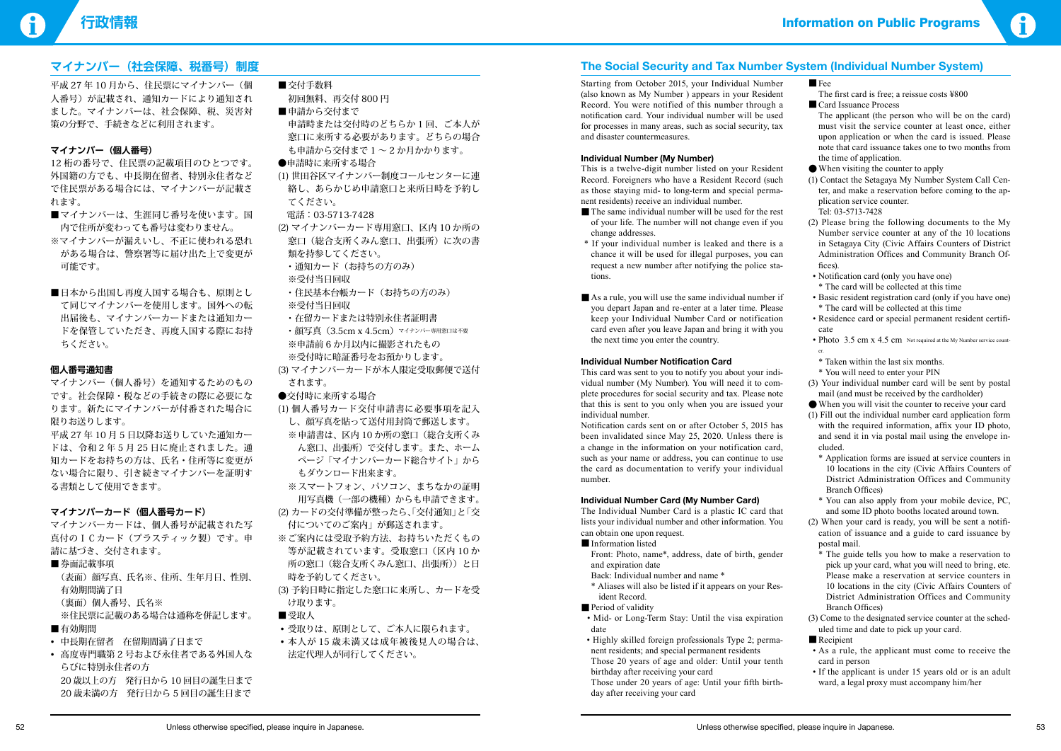# 行政情報

## マイナンバー（社会保障、税番号）制度

平成 27 年 10 月から、住民票にマイナンバー（個人番号）が記載され、通知カードにより通知されました。マイナンバーは、社会保障、税、災害対策の分野で、手続きなどに利用されます。

### マイナンバー（個人番号）

12 桁の番号で、住民票の記載項目のひとつです。外国籍の方でも、中長期在留者、特別永住者などで住民票がある場合には、マイナンバーが記載されます。

■マイナンバーは、生涯同じ番号を使います。国内で住所が変わっても番号は変わりません。
※マイナンバーが漏えいし、不正に使われる恐れがある場合は、警察署等に届け出た上で変更が可能です。

■日本から出国し再度入国する場合も、原則として同じマイナンバーを使用します。国外への転出届後も、マイナンバーカードまたは通知カードを保管していただき、再度入国する際にお持ちください。

### 個人番号通知書

マイナンバー（個人番号）を通知するためのものです。社会保障・税などの手続きの際に必要になります。新たにマイナンバーが付番された場合に限りお送りします。

平成 27 年 10 月 5 日以降お送りしていた通知カードは、令和 2 年 5 月 25 日に廃止されました。通知カードをお持ちの方は、氏名・住所等に変更がない場合に限り、引き続きマイナンバーを証明する書類として使用できます。

### マイナンバーカード（個人番号カード）

マイナンバーカードは、個人番号が記載された写真付の I C カード（プラスティック製）です。申請に基づき、交付されます。

■券面記載事項
（表面）顔写真、氏名※、住所、生年月日、性別、有効期間満了日
（裏面）個人番号、氏名※
※住民票に記載のある場合は通称を併記します。

■有効期間
- 中長期在留者　在留期間満了日まで
- 高度専門職第 2 号および永住者である外国人ならびに特別永住者の方
  20 歳以上の方　発行日から 10 回目の誕生日まで
  20 歳未満の方　発行日から 5 回目の誕生日まで

■交付手数料
初回無料、再交付 800 円

■申請から交付まで
申請時または交付時のどちらか 1 回、ご本人が窓口に来所する必要があります。どちらの場合も申請から交付まで 1 ～ 2 か月かかります。

●申請時に来所する場合
(1) 世田谷区マイナンバー制度コールセンターに連絡し、あらかじめ申請窓口と来所日時を予約してください。
電話：03-5713-7428
(2) マイナンバーカード専用窓口、区内 10 か所の窓口（総合支所くみん窓口、出張所）に次の書類を持参してください。
- 通知カード（お持ちの方のみ）
  ※受付当日回収
- 住民基本台帳カード（お持ちの方のみ）
  ※受付当日回収
- 在留カードまたは特別永住者証明書
- 顔写真（3.5cm x 4.5cm）マイナンバー専用窓口は不要
  ※申請前 6 か月以内に撮影されたもの
  ※受付時に暗証番号をお預かりします。
(3) マイナンバーカードが本人限定受取郵便で送付されます。

●交付時に来所する場合
(1) 個人番号カード交付申請書に必要事項を記入し、顔写真を貼って送付用封筒で郵送します。
※申請書は、区内 10 か所の窓口（総合支所くみん窓口、出張所）で交付します。また、ホームページ「マイナンバーカード総合サイト」からもダウンロード出来ます。
※スマートフォン、パソコン、まちなかの証明用写真機（一部の機種）からも申請できます。
(2) カードの交付準備が整ったら、「交付通知」と「交付についてのご案内」が郵送されます。
※ご案内には受取予約方法、お持ちいただくもの等が記載されています。受取窓口（区内 10 か所の窓口（総合支所くみん窓口、出張所））と日時を予約してください。
(3) 予約日時に指定した窓口に来所し、カードを受け取ります。

■受取人
- 受取りは、原則として、ご本人に限られます。
- 本人が 15 歳未満又は成年被後見人の場合は、法定代理人が同行してください。

# Information on Public Programs

## The Social Security and Tax Number System (Individual Number System)

Starting from October 2015, your Individual Number (also known as My Number) appears in your Resident Record. You were notified of this number through a notification card. Your individual number will be used for processes in many areas, such as social security, tax and disaster countermeasures.

### Individual Number (My Number)

This is a twelve-digit number listed on your Resident Record. Foreigners who have a Resident Record (such as those staying mid- to long-term and special permanent residents) receive an individual number.

■The same individual number will be used for the rest of your life. The number will not change even if you change addresses.
* If your individual number is leaked and there is a chance it will be used for illegal purposes, you can request a new number after notifying the police stations.

■As a rule, you will use the same individual number if you depart Japan and re-enter at a later time. Please keep your Individual Number Card or notification card even after you leave Japan and bring it with you the next time you enter the country.

### Individual Number Notification Card

This card was sent to you to notify you about your individual number (My Number). You will need it to complete procedures for social security and tax. Please note that this is sent to you only when you are issued your individual number.

Notification cards sent on or after October 5, 2015 has been invalidated since May 25, 2020. Unless there is a change in the information on your notification card, such as your name or address, you can continue to use the card as documentation to verify your individual number.

### Individual Number Card (My Number Card)

The Individual Number Card is a plastic IC card that lists your individual number and other information. You can obtain one upon request.

■Information listed
Front: Photo, name*, address, date of birth, gender and expiration date
Back: Individual number and name *
* Aliases will also be listed if it appears on your Resident Record.

■Period of validity
- Mid- or Long-Term Stay: Until the visa expiration date
- Highly skilled foreign professionals Type 2; permanent residents; and special permanent residents
  Those 20 years of age and older: Until your tenth birthday after receiving your card
  Those under 20 years of age: Until your fifth birthday after receiving your card

■Fee
The first card is free; a reissue costs ¥800

■Card Issuance Process
The applicant (the person who will be on the card) must visit the service counter at least once, either upon application or when the card is issued. Please note that card issuance takes one to two months from the time of application.

● When visiting the counter to apply
(1) Contact the Setagaya My Number System Call Center, and make a reservation before coming to the application service counter.
Tel: 03-5713-7428
(2) Please bring the following documents to the My Number service counter at any of the 10 locations in Setagaya City (Civic Affairs Counters of District Administration Offices and Community Branch Offices).
- Notification card (only you have one)
  * The card will be collected at this time
- Basic resident registration card (only if you have one)
  * The card will be collected at this time
- Residence card or special permanent resident certificate
- Photo 3.5 cm x 4.5 cm Not required at the My Number service counter.
  * Taken within the last six months.
  * You will need to enter your PIN
(3) Your individual number card will be sent by postal mail (and must be received by the cardholder)

● When you will visit the counter to receive your card
(1) Fill out the individual number card application form with the required information, affix your ID photo, and send it in via postal mail using the envelope included.
* Application forms are issued at service counters in 10 locations in the city (Civic Affairs Counters of District Administration Offices and Community Branch Offices)
* You can also apply from your mobile device, PC, and some ID photo booths located around town.
(2) When your card is ready, you will be sent a notification of issuance and a guide to card issuance by postal mail.
* The guide tells you how to make a reservation to pick up your card, what you will need to bring, etc. Please make a reservation at service counters in 10 locations in the city (Civic Affairs Counters of District Administration Offices and Community Branch Offices)
(3) Come to the designated service counter at the scheduled time and date to pick up your card.

■Recipient
- As a rule, the applicant must come to receive the card in person
- If the applicant is under 15 years old or is an adult ward, a legal proxy must accompany him/her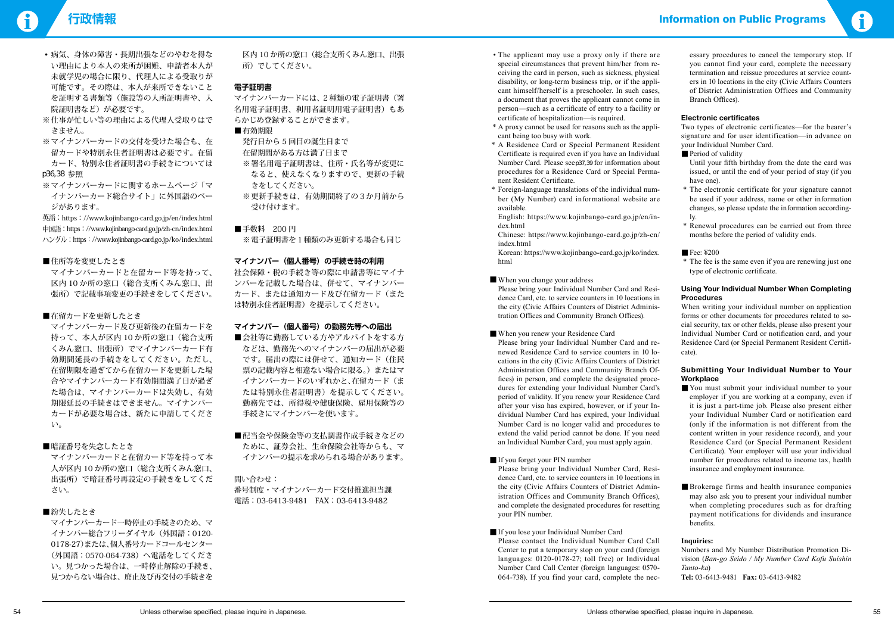# 行政情報

- 病気、身体の障害・長期出張などのやむを得ない理由により本人の来所が困難、申請者本人が未就学児の場合に限り、代理人による受取りが可能です。その際は、本人が来所できないことを証明する書類等（施設等の入所証明書や、入院証明書など）が必要です。

※仕事が忙しい等の理由による代理人受取りはできません。

※マイナンバーカードの交付を受けた場合も、在留カードや特別永住者証明書は必要です。在留カード、特別永住者証明書の手続きについては p36,38 参照

※マイナンバーカードに関するホームページ「マイナンバーカード総合サイト」に外国語のページがあります。

英語：https：//www.kojinbango-card.go.jp/en/index.html
中国語：https：//www.kojinbango-card.go.jp/zh-cn/index.html
ハングル：https：//www.kojinbango-card.go.jp/ko/index.html

■住所等を変更したとき
マイナンバーカードと在留カード等を持って、区内10か所の窓口（総合支所くみん窓口、出張所）で記載事項変更の手続きをしてください。

■在留カードを更新したとき
マイナンバーカード及び更新後の在留カードを持って、本人が区内10か所の窓口（総合支所くみん窓口、出張所）でマイナンバーカード有効期間延長の手続きをしてください。ただし、在留期限を過ぎてから在留カードを更新した場合やマイナンバーカード有効期間満了日が過ぎた場合は、マイナンバーカードは失効し、有効期限延長の手続きはできません。マイナンバーカードが必要な場合は、新たに申請してください。

■暗証番号を失念したとき
マイナンバーカードと在留カード等を持って本人が区内10か所の窓口（総合支所くみん窓口、出張所）で暗証番号再設定の手続きをしてください。

■紛失したとき
マイナンバーカード一時停止の手続きのため、マイナンバー総合フリーダイヤル（外国語：0120-0178-27）または、個人番号カードコールセンター（外国語：0570-064-738）へ電話をしてください。見つかった場合は、一時停止解除の手続き、見つからない場合は、廃止及び再交付の手続きを区内10か所の窓口（総合支所くみん窓口、出張所）でしてください。

### 電子証明書

マイナンバーカードには、2種類の電子証明書（署名用電子証明書、利用者証明用電子証明書）もあらかじめ登録することができます。

■有効期限
発行日から5回目の誕生日まで
在留期間がある方は満了日まで
※署名用電子証明書は、住所・氏名等が変更になると、使えなくなりますので、更新の手続きをしてください。
※更新手続きは、有効期間終了の3か月前から受け付けます。

■手数料　200円
※電子証明書を1種類のみ更新する場合も同じ

### マイナンバー（個人番号）の手続き時の利用

社会保障・税の手続き等の際に申請書等にマイナンバーを記載した場合は、併せて、マイナンバーカード、または通知カード及び在留カード（または特別永住者証明書）を提示してください。

### マイナンバー（個人番号）の勤務先等への届出

■会社等に勤務している方やアルバイトをする方などは、勤務先へのマイナンバーの届出が必要です。届出の際には併せて、通知カード（住民票の記載内容と相違ない場合に限る。）またはマイナンバーカードのいずれかと、在留カード（または特別永住者証明書）を提示してください。勤務先では、所得税や健康保険、雇用保険等の手続きにマイナンバーを使います。

■配当金や保険金等の支払調書作成手続きなどのために、証券会社、生命保険会社等からも、マイナンバーの提示を求められる場合があります。

問い合わせ：
番号制度・マイナンバーカード交付推進担当課
電話：03-6413-9481　FAX：03-6413-9482

Unless otherwise specified, please inquire in Japanese.

# Information on Public Programs

- The applicant may use a proxy only if there are special circumstances that prevent him/her from receiving the card in person, such as sickness, physical disability, or long-term business trip, or if the applicant himself/herself is a preschooler. In such cases, a document that proves the applicant cannot come in person—such as a certificate of entry to a facility or certificate of hospitalization—is required.

\* A proxy cannot be used for reasons such as the applicant being too busy with work.

\* A Residence Card or Special Permanent Resident Certificate is required even if you have an Individual Number Card. Please see p37, 39 for information about procedures for a Residence Card or Special Permanent Resident Certificate.

\* Foreign-language translations of the individual number (My Number) card informational website are available.
English: https://www.kojinbango-card.go.jp/en/index.html
Chinese: https://www.kojinbango-card.go.jp/zh-cn/index.html
Korean: https://www.kojinbango-card.go.jp/ko/index.html

■ When you change your address
Please bring your Individual Number Card and Residence Card, etc. to service counters in 10 locations in the city (Civic Affairs Counters of District Administration Offices and Community Branch Offices).

■ When you renew your Residence Card
Please bring your Individual Number Card and renewed Residence Card to service counters in 10 locations in the city (Civic Affairs Counters of District Administration Offices and Community Branch Offices) in person, and complete the designated procedures for extending your Individual Number Card's period of validity. If you renew your Residence Card after your visa has expired, however, or if your Individual Number Card has expired, your Individual Number Card is no longer valid and procedures to extend the valid period cannot be done. If you need an Individual Number Card, you must apply again.

■ If you forget your PIN number
Please bring your Individual Number Card, Residence Card, etc. to service counters in 10 locations in the city (Civic Affairs Counters of District Administration Offices and Community Branch Offices), and complete the designated procedures for resetting your PIN number.

■ If you lose your Individual Number Card
Please contact the Individual Number Card Call Center to put a temporary stop on your card (foreign languages: 0120-0178-27; toll free) or Individual Number Card Call Center (foreign languages: 0570-064-738). If you find your card, complete the necessary procedures to cancel the temporary stop. If you cannot find your card, complete the necessary termination and reissue procedures at service counters in 10 locations in the city (Civic Affairs Counters of District Administration Offices and Community Branch Offices).

### Electronic certificates

Two types of electronic certificates—for the bearer's signature and for user identification—in advance on your Individual Number Card.

■ Period of validity
Until your fifth birthday from the date the card was issued, or until the end of your period of stay (if you have one).
\* The electronic certificate for your signature cannot be used if your address, name or other information changes, so please update the information accordingly.
\* Renewal procedures can be carried out from three months before the period of validity ends.

■ Fee: ¥200
\* The fee is the same even if you are renewing just one type of electronic certificate.

### Using Your Individual Number When Completing Procedures

When writing your individual number on application forms or other documents for procedures related to social security, tax or other fields, please also present your Individual Number Card or notification card, and your Residence Card (or Special Permanent Resident Certificate).

### Submitting Your Individual Number to Your Workplace

■ You must submit your individual number to your employer if you are working at a company, even if it is just a part-time job. Please also present either your Individual Number Card or notification card (only if the information is not different from the content written in your residence record), and your Residence Card (or Special Permanent Resident Certificate). Your employer will use your individual number for procedures related to income tax, health insurance and employment insurance.

■ Brokerage firms and health insurance companies may also ask you to present your individual number when completing procedures such as for drafting payment notifications for dividends and insurance benefits.

**Inquiries:**
Numbers and My Number Distribution Promotion Division (*Ban-go Seido / My Number Card Kofu Suishin Tanto-ka*)
**Tel:** 03-6413-9481　**Fax:** 03-6413-9482

Unless otherwise specified, please inquire in Japanese.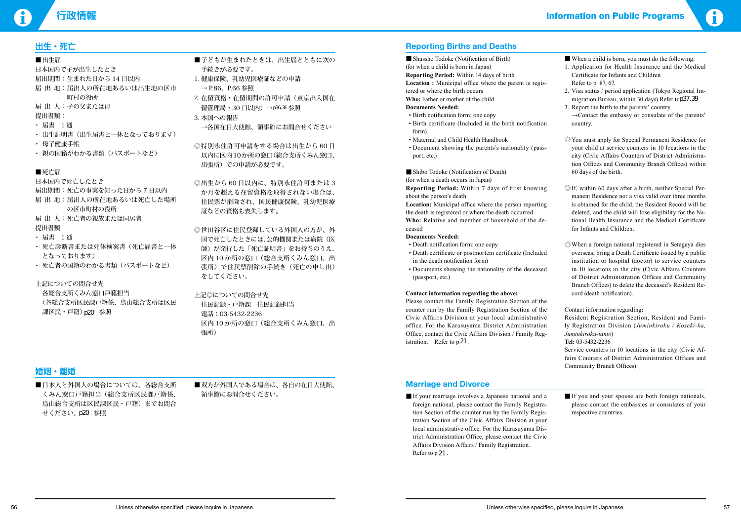## 出生・死亡

■出生届
日本国内で子が出生したとき
届出期間：生まれた日から 14 日以内
届 出 地：届出人の所在地あるいは出生地の区市町村の役所
届 出 人：子の父または母
提出書類：
・ 届書　1 通
・ 出生証明書（出生届書と一体となっております）
・ 母子健康手帳
・ 親の国籍がわかる書類（パスポートなど）

■死亡届
日本国内で死亡したとき
届出期間：死亡の事実を知った日から 7 日以内
届 出 地：届出人の所在地あるいは死亡した場所の区市町村の役所
届 出 人：死亡者の親族または同居者
提出書類
・ 届書　1 通
・ 死亡診断書または死体検案書（死亡届書と一体となっております）
・ 死亡者の国籍のわかる書類（パスポートなど）

上記についての問合せ先
各総合支所くみん窓口戸籍担当
（各総合支所区民課戸籍係、烏山総合支所は区民課区民・戸籍）p20　参照

■子どもが生まれたときは、出生届とともに次の手続きが必要です。
1. 健康保険、乳幼児医療証などの申請
→ P.86、P.66 参照
2. 在留資格・在留期間の許可申請（東京出入国在留管理局・30 日以内）→p36,38 参照
3. 本国への報告
→各国在日大使館、領事館にお問合せください

◎特別永住許可申請をする場合は出生から 60 日以内に区内 10 か所の窓口(総合支所くみん窓口、出張所）での申請が必要です。

◎出生から 60 日以内に、特別永住許可または 3 か月を超える在留資格を取得されない場合は、住民票が消除され、国民健康保険、乳幼児医療証などの資格も喪失します。

◎世田谷区に住民登録している外国人の方が、外国で死亡したときには、公的機関または病院（医師）が発行した「死亡証明書」をお持ちのうえ、区内 10 か所の窓口（総合支所くみん窓口、出張所）で住民票削除の手続き（死亡の申し出）をしてください。

上記◎についての問合せ先
住民記録・戸籍課　住民記録担当
電話：03-5432-2236
区内 10 か所の窓口（総合支所くみん窓口、出張所）

## 婚姻・離婚

■日本人と外国人の場合については、各総合支所くみん窓口戸籍担当（総合支所区民課戸籍係、烏山総合支所は区民課区民・戸籍）までお問合せください。p20 参照

■双方が外国人である場合は、各自の在日大使館、領事館にお問合せください。

## Reporting Births and Deaths

■ Shussho Todoke (Notification of Birth)
(for when a child is born in Japan)
**Reporting Period:** Within 14 days of birth
**Location :** Municipal office where the parent is registered or where the birth occurs
**Who:** Father or mother of the child
**Documents Needed:**
• Birth notification form: one copy
• Birth certificate (Included in the birth notification form).
• Maternal and Child Health Handbook
• Document showing the parents's nationality (passport, etc.)

■ Shibo Todoke (Notification of Death)
(for when a death occurs in Japan)
**Reporting Period:** Within 7 days of first knowing about the person's death
**Location:** Municipal office where the person reporting the death is registered or where the death occurred
**Who:** Relative and member of household of the deceased
**Documents Needed:**
• Death notification form: one copy
• Death certificate or postmortem certificate (Included in the death notification form)
• Documents showing the nationality of the deceased (passport, etc.)

**Contact information regarding the above:**
Please contact the Family Registration Section of the counter run by the Family Registration Section of the Civic Affairs Division at your local administrative office. For the Karasuyama District Administration Office, contact the Civic Affairs Division / Family Registration. Refer to p 21 .

■ When a child is born, you must do the following:
1. Application for Health Insurance and the Medical Certificate for Infants and Children
Refer to p. 87, 67.
2. Visa status / period application (Tokyo Regional Immigration Bureau, within 30 days) Refer to p37,39
3. Report the birth to the parents' country
→Contact the embassy or consulate of the parents' country.

◎ You must apply for Special Permanent Residence for your child at service counters in 10 locations in the city (Civic Affairs Counters of District Administration Offices and Community Branch Offices) within 60 days of the birth.

◎ If, within 60 days after a birth, neither Special Permanent Residence nor a visa valid over three months is obtained for the child, the Resident Record will be deleted, and the child will lose eligibility for the National Health Insurance and the Medical Certificate for Infants and Children.

◎ When a foreign national registered in Setagaya dies overseas, bring a Death Certificate issued by a public institution or hospital (doctor) to service counters in 10 locations in the city (Civic Affairs Counters of District Administration Offices and Community Branch Offices) to delete the deceased's Resident Record (death notification).

Contact information regarding**:**
Resident Registration Section, Resident and Family Registration Division (*Juminkiroku / Koseki-ka, Juminkiroku-tanto*)
**Tel:** 03-5432-2236
Service counters in 10 locations in the city (Civic Affairs Counters of District Administration Offices and Community Branch Offices)

## Marriage and Divorce

■ If your marriage involves a Japanese national and a foreign national, please contact the Family Registration Section of the counter run by the Family Registration Section of the Civic Affairs Division at your local administrative office. For the Karasuyama District Administration Office, please contact the Civic Affairs Division Affairs / Family Registration.
Refer to p 21 .

■ If you and your spouse are both foreign nationals, please contact the embassies or consulates of your respective countries.